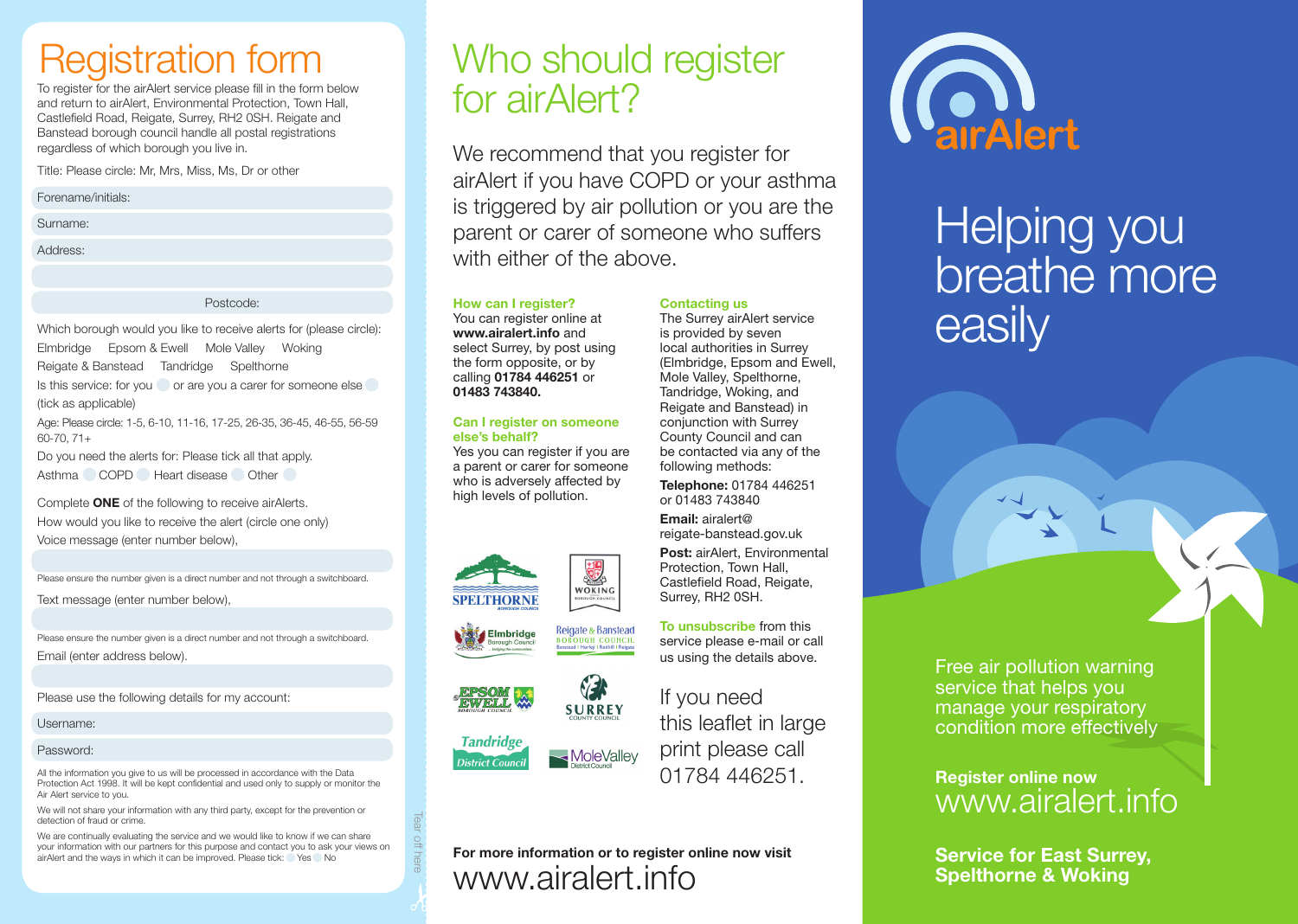# Registration form

To register for the airAlert service please fill in the form below and return to airAlert, Environmental Protection, Town Hall, Castlefield Road, Reigate, Surrey, RH2 0SH. Reigate and Banstead borough council handle all postal registrations regardless of which borough you live in.

Title: Please circle: Mr, Mrs, Miss, Ms, Dr or other

Forename/initials:

Surname:

Address:

Postcode:

Which borough would you like to receive alerts for (please circle):
Elmbridge Epsom & Ewell Mole Valley Woking
Reigate & Banstead Tandridge Spelthorne

Is this service: for you ◯ or are you a carer for someone else ◯ (tick as applicable)

Age: Please circle: 1-5, 6-10, 11-16, 17-25, 26-35, 36-45, 46-55, 56-59 60-70, 71+

Do you need the alerts for: Please tick all that apply.
Asthma ◯ COPD ◯ Heart disease ◯ Other ◯

Complete **ONE** of the following to receive airAlerts.

How would you like to receive the alert (circle one only)

Voice message (enter number below),

Please ensure the number given is a direct number and not through a switchboard.

Text message (enter number below),

Please ensure the number given is a direct number and not through a switchboard.

Email (enter address below).

Please use the following details for my account:

Username:

Password:

All the information you give to us will be processed in accordance with the Data Protection Act 1998. It will be kept confidential and used only to supply or monitor the Air Alert service to you.

We will not share your information with any third party, except for the prevention or detection of fraud or crime.

We are continually evaluating the service and we would like to know if we can share your information with our partners for this purpose and contact you to ask your views on airAlert and the ways in which it can be improved. Please tick: ◯ Yes ◯ No

Tear off here

# Who should register for airAlert?

We recommend that you register for airAlert if you have COPD or your asthma is triggered by air pollution or you are the parent or carer of someone who suffers with either of the above.

**How can I register?**

You can register online at **www.airalert.info** and select Surrey, by post using the form opposite, or by calling **01784 446251** or **01483 743840.**

**Can I register on someone else's behalf?**

Yes you can register if you are a parent or carer for someone who is adversely affected by high levels of pollution.

SPELTHORNE BOROUGH COUNCIL · WOKING BOROUGH COUNCIL · Elmbridge Borough Council · Reigate & Banstead BOROUGH COUNCIL · EPSOM & EWELL BOROUGH COUNCIL · SURREY COUNTY COUNCIL · Tandridge District Council · MoleValley District Council

**Contacting us**

The Surrey airAlert service is provided by seven local authorities in Surrey (Elmbridge, Epsom and Ewell, Mole Valley, Spelthorne, Tandridge, Woking, and Reigate and Banstead) in conjunction with Surrey County Council and can be contacted via any of the following methods:

**Telephone:** 01784 446251 or 01483 743840

**Email:** airalert@reigate-banstead.gov.uk

**Post:** airAlert, Environmental Protection, Town Hall, Castlefield Road, Reigate, Surrey, RH2 0SH.

**To unsubscribe** from this service please e-mail or call us using the details above.

If you need this leaflet in large print please call 01784 446251.

**For more information or to register online now visit**
www.airalert.info

airAlert

# Helping you breathe more easily

Free air pollution warning service that helps you manage your respiratory condition more effectively

**Register online now**
www.airalert.info

**Service for East Surrey, Spelthorne & Woking**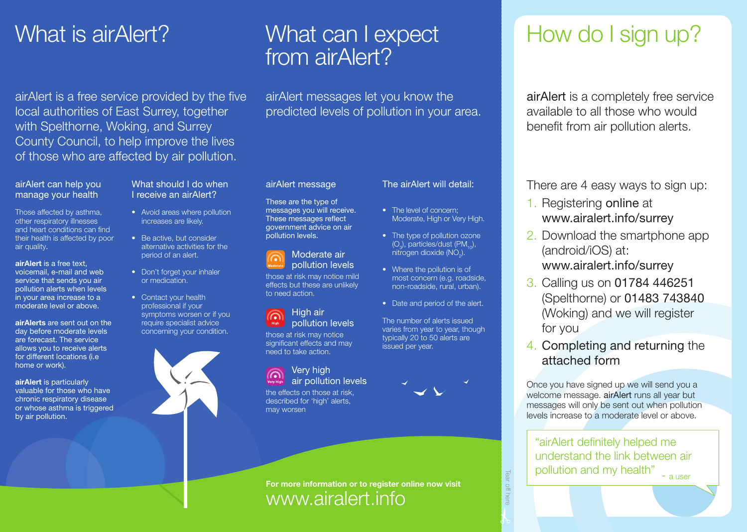# What is airAlert?

airAlert is a free service provided by the five local authorities of East Surrey, together with Spelthorne, Woking, and Surrey County Council, to help improve the lives of those who are affected by air pollution.

## airAlert can help you manage your health

Those affected by asthma, other respiratory illnesses and heart conditions can find their health is affected by poor air quality.

**airAlert** is a free text, voicemail, e-mail and web service that sends you air pollution alerts when levels in your area increase to a moderate level or above.

**airAlerts** are sent out on the day before moderate levels are forecast. The service allows you to receive alerts for different locations (i.e home or work).

**airAlert** is particularly valuable for those who have chronic respiratory disease or whose asthma is triggered by air pollution.

## What should I do when I receive an airAlert?

- Avoid areas where pollution increases are likely.
- Be active, but consider alternative activities for the period of an alert.
- Don't forget your inhaler or medication.
- Contact your health professional if your symptoms worsen or if you require specialist advice concerning your condition.

# What can I expect from airAlert?

airAlert messages let you know the predicted levels of pollution in your area.

## airAlert message

These are the type of messages you will receive. These messages reflect government advice on air pollution levels.

### Moderate air pollution levels

those at risk may notice mild effects but these are unlikely to need action.

### High air pollution levels

those at risk may notice significant effects and may need to take action.

### Very high air pollution levels

the effects on those at risk, described for 'high' alerts, may worsen

## The airAlert will detail:

- The level of concern; Moderate, High or Very High.
- The type of pollution ozone ($O_3$), particles/dust ($PM_{10}$), nitrogen dioxide ($NO_2$).
- Where the pollution is of most concern (e.g. roadside, non-roadside, rural, urban).
- Date and period of the alert.

The number of alerts issued varies from year to year, though typically 20 to 50 alerts are issued per year.

**For more information or to register online now visit**

www.airalert.info

# How do I sign up?

airAlert is a completely free service available to all those who would benefit from air pollution alerts.

There are 4 easy ways to sign up:

1. Registering online at www.airalert.info/surrey
2. Download the smartphone app (android/iOS) at: www.airalert.info/surrey
3. Calling us on 01784 446251 (Spelthorne) or 01483 743840 (Woking) and we will register for you
4. Completing and returning the attached form

Once you have signed up we will send you a welcome message. airAlert runs all year but messages will only be sent out when pollution levels increase to a moderate level or above.

> "airAlert definitely helped me understand the link between air pollution and my health" - a user

Tear off here